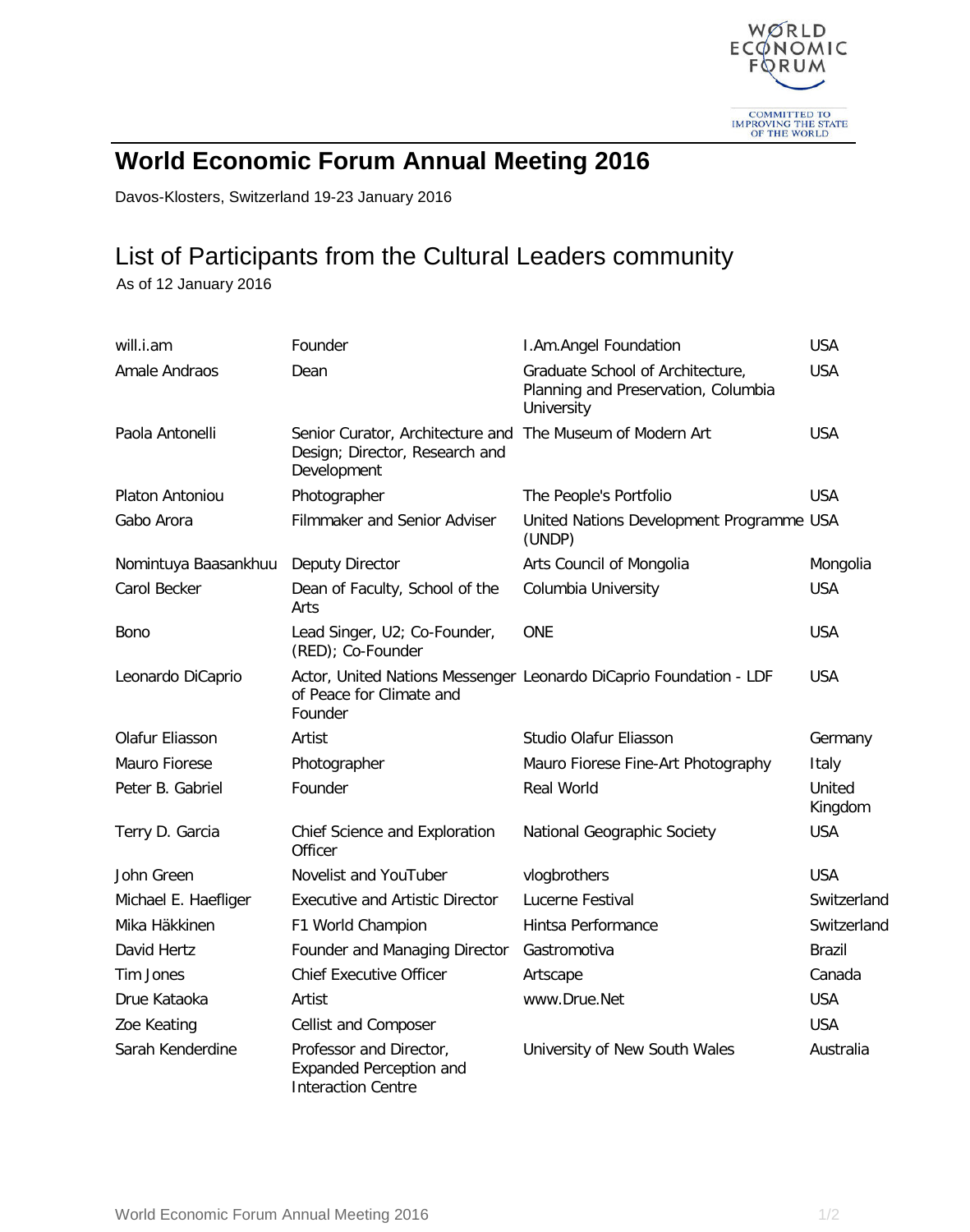# World Economic Forum Annual Meeting 2016

Davos-Klosters, Switzerland 19-23 January 2016

## List of Participants from the Cultural Leaders community

As of 12 January 2016

| | | | |
|---|---|---|---|
| will.i.am | Founder | I.Am.Angel Foundation | USA |
| Amale Andraos | Dean | Graduate School of Architecture, Planning and Preservation, Columbia University | USA |
| Paola Antonelli | Senior Curator, Architecture and Design; Director, Research and Development | The Museum of Modern Art | USA |
| Platon Antoniou | Photographer | The People's Portfolio | USA |
| Gabo Arora | Filmmaker and Senior Adviser | United Nations Development Programme (UNDP) | USA |
| Nomintuya Baasankhuu | Deputy Director | Arts Council of Mongolia | Mongolia |
| Carol Becker | Dean of Faculty, School of the Arts | Columbia University | USA |
| Bono | Lead Singer, U2; Co-Founder, (RED); Co-Founder | ONE | USA |
| Leonardo DiCaprio | Actor, United Nations Messenger of Peace for Climate and Founder | Leonardo DiCaprio Foundation - LDF | USA |
| Olafur Eliasson | Artist | Studio Olafur Eliasson | Germany |
| Mauro Fiorese | Photographer | Mauro Fiorese Fine-Art Photography | Italy |
| Peter B. Gabriel | Founder | Real World | United Kingdom |
| Terry D. Garcia | Chief Science and Exploration Officer | National Geographic Society | USA |
| John Green | Novelist and YouTuber | vlogbrothers | USA |
| Michael E. Haefliger | Executive and Artistic Director | Lucerne Festival | Switzerland |
| Mika Häkkinen | F1 World Champion | Hintsa Performance | Switzerland |
| David Hertz | Founder and Managing Director | Gastromotiva | Brazil |
| Tim Jones | Chief Executive Officer | Artscape | Canada |
| Drue Kataoka | Artist | www.Drue.Net | USA |
| Zoe Keating | Cellist and Composer | | USA |
| Sarah Kenderdine | Professor and Director, Expanded Perception and Interaction Centre | University of New South Wales | Australia |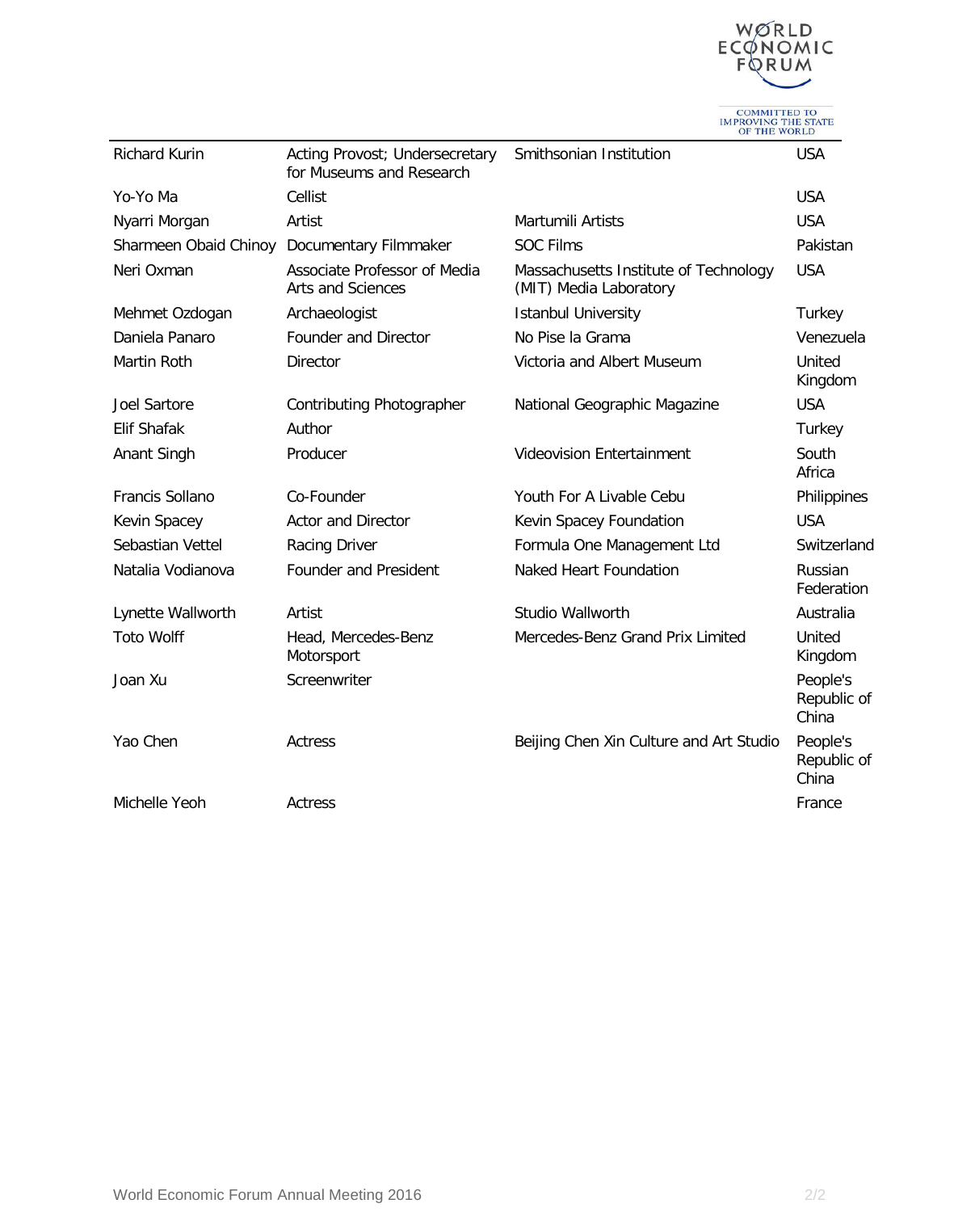| | | | |
|---|---|---|---|
| Richard Kurin | Acting Provost; Undersecretary for Museums and Research | Smithsonian Institution | USA |
| Yo-Yo Ma | Cellist | | USA |
| Nyarri Morgan | Artist | Martumili Artists | USA |
| Sharmeen Obaid Chinoy | Documentary Filmmaker | SOC Films | Pakistan |
| Neri Oxman | Associate Professor of Media Arts and Sciences | Massachusetts Institute of Technology (MIT) Media Laboratory | USA |
| Mehmet Ozdogan | Archaeologist | Istanbul University | Turkey |
| Daniela Panaro | Founder and Director | No Pise la Grama | Venezuela |
| Martin Roth | Director | Victoria and Albert Museum | United Kingdom |
| Joel Sartore | Contributing Photographer | National Geographic Magazine | USA |
| Elif Shafak | Author | | Turkey |
| Anant Singh | Producer | Videovision Entertainment | South Africa |
| Francis Sollano | Co-Founder | Youth For A Livable Cebu | Philippines |
| Kevin Spacey | Actor and Director | Kevin Spacey Foundation | USA |
| Sebastian Vettel | Racing Driver | Formula One Management Ltd | Switzerland |
| Natalia Vodianova | Founder and President | Naked Heart Foundation | Russian Federation |
| Lynette Wallworth | Artist | Studio Wallworth | Australia |
| Toto Wolff | Head, Mercedes-Benz Motorsport | Mercedes-Benz Grand Prix Limited | United Kingdom |
| Joan Xu | Screenwriter | | People's Republic of China |
| Yao Chen | Actress | Beijing Chen Xin Culture and Art Studio | People's Republic of China |
| Michelle Yeoh | Actress | | France |